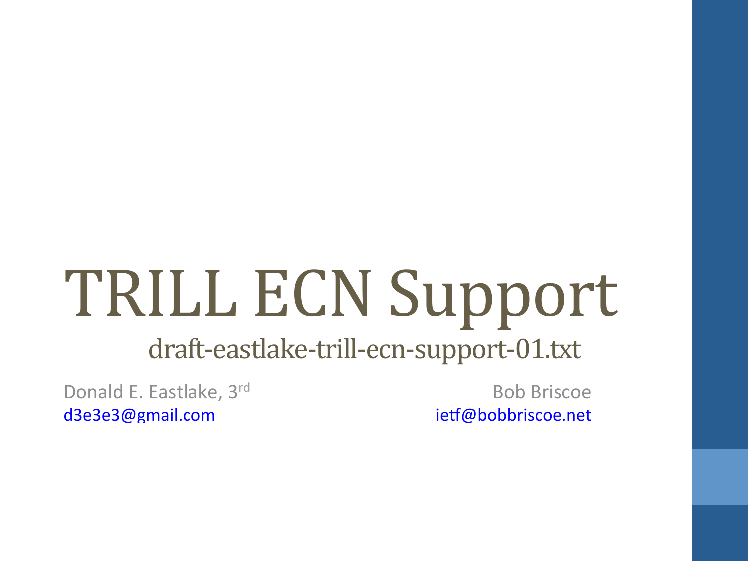# TRILL ECN Support

draft-eastlake-trill-ecn-support-01.txt

Donald E. Eastlake, 3rd
d3e3e3@gmail.com

Bob Briscoe
ietf@bobbriscoe.net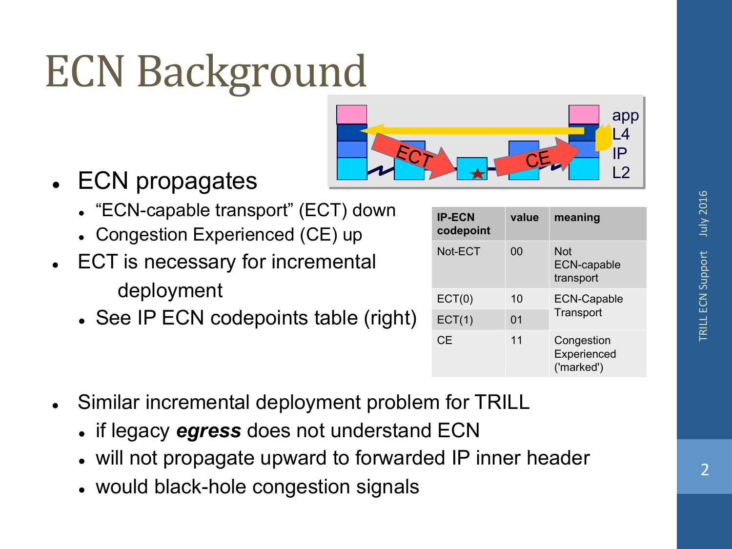# ECN Background

- ECN propagates
  - "ECN-capable transport" (ECT) down
  - Congestion Experienced (CE) up
- ECT is necessary for incremental deployment
  - See IP ECN codepoints table (right)

| IP-ECN codepoint | value | meaning |
|---|---|---|
| Not-ECT | 00 | Not ECN-capable transport |
| ECT(0) | 10 | ECN-Capable Transport |
| ECT(1) | 01 | |
| CE | 11 | Congestion Experienced ('marked') |

- Similar incremental deployment problem for TRILL
  - if legacy ***egress*** does not understand ECN
  - will not propagate upward to forwarded IP inner header
  - would black-hole congestion signals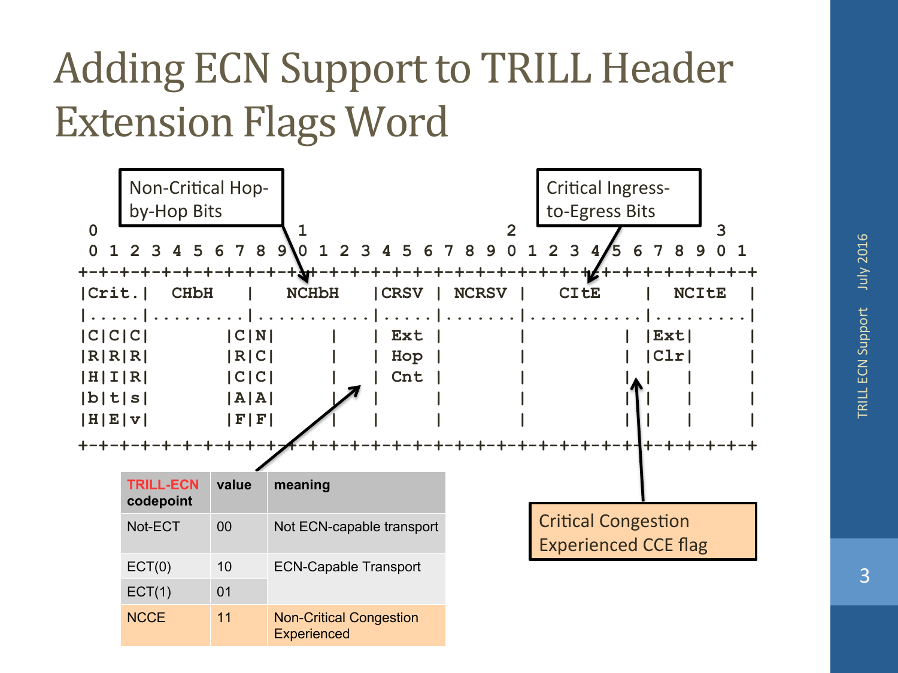# Adding ECN Support to TRILL Header Extension Flags Word

```
                                  1                                       2                                     3
 0  1  2  3  4  5  6  7  8  9  0  1  2  3  4  5  6  7  8  9  0  1  2  3  4  5  6  7  8  9  0  1
+-+-+-+-+-+-+-+-+-+-+-+-+-+-+-+-+-+-+-+-+-+-+-+-+-+-+-+-+-+-+-+-+
|Crit.|   CHbH    |   NCHbH   |CRSV | NCRSV |   CItE    |  NCItE  |
|.....|.........|...........|.....|.......|...........|.........|
|C|C|C|         |C|N|       |  Ext |       |          | |Ext|     |
|R|R|R|         |R|C|       |  Hop |       |          | |Clr|     |
|H|I|R|         |C|C|       |  Cnt |       |          | |   |     |
|b|t|s|         |A|A|       |      |       |          | |   |     |
|H|E|v|         |F|F|       |      |       |          | |   |     |
+-+-+-+-+-+-+-+-+-+-+-+-+-+-+-+-+-+-+-+-+-+-+-+-+-+-+-+-+-+-+-+-+
```

Non-Critical Hop-by-Hop Bits

Critical Ingress-to-Egress Bits

Critical Congestion Experienced CCE flag

| TRILL-ECN codepoint | value | meaning |
|---|---|---|
| Not-ECT | 00 | Not ECN-capable transport |
| ECT(0) | 10 | ECN-Capable Transport |
| ECT(1) | 01 | |
| NCCE | 11 | Non-Critical Congestion Experienced |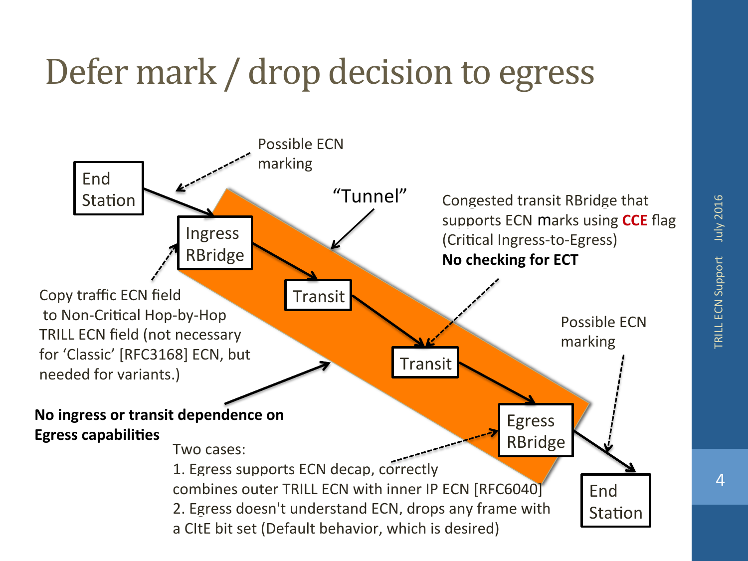# Defer mark / drop decision to egress

End Station

Possible ECN marking

"Tunnel"

Ingress RBridge

Transit

Transit

Egress RBridge

End Station

Congested transit RBridge that supports ECN marks using **CCE** flag (Critical Ingress-to-Egress)
**No checking for ECT**

Possible ECN marking

Copy traffic ECN field to Non-Critical Hop-by-Hop TRILL ECN field (not necessary for 'Classic' [RFC3168] ECN, but needed for variants.)

**No ingress or transit dependence on Egress capabilities**

Two cases:
1. Egress supports ECN decap, correctly combines outer TRILL ECN with inner IP ECN [RFC6040]
2. Egress doesn't understand ECN, drops any frame with a CItE bit set (Default behavior, which is desired)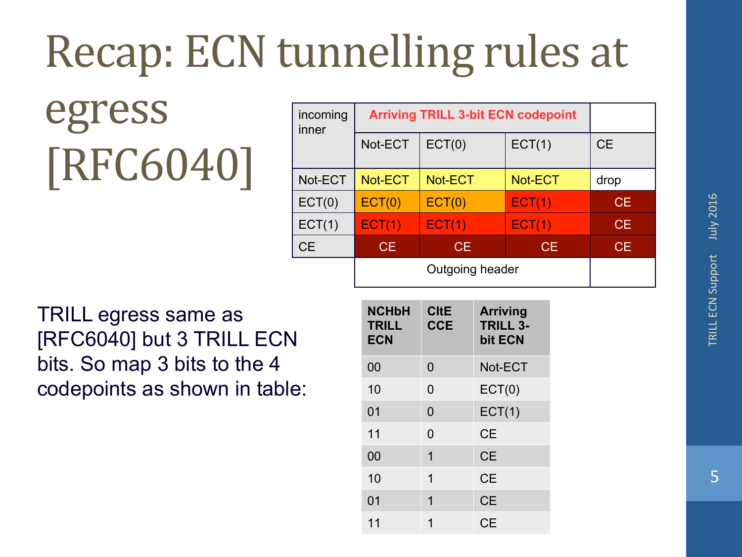# Recap: ECN tunnelling rules at egress [RFC6040]

| incoming inner | Arriving TRILL 3-bit ECN codepoint | | | |
|---|---|---|---|---|
| | Not-ECT | ECT(0) | ECT(1) | CE |
| Not-ECT | Not-ECT | Not-ECT | Not-ECT | drop |
| ECT(0) | ECT(0) | ECT(0) | ECT(1) | CE |
| ECT(1) | ECT(1) | ECT(1) | ECT(1) | CE |
| CE | CE | CE | CE | CE |
| | Outgoing header | | | |

TRILL egress same as [RFC6040] but 3 TRILL ECN bits. So map 3 bits to the 4 codepoints as shown in table:

| NCHbH TRILL ECN | CItE CCE | Arriving TRILL 3-bit ECN |
|---|---|---|
| 00 | 0 | Not-ECT |
| 10 | 0 | ECT(0) |
| 01 | 0 | ECT(1) |
| 11 | 0 | CE |
| 00 | 1 | CE |
| 10 | 1 | CE |
| 01 | 1 | CE |
| 11 | 1 | CE |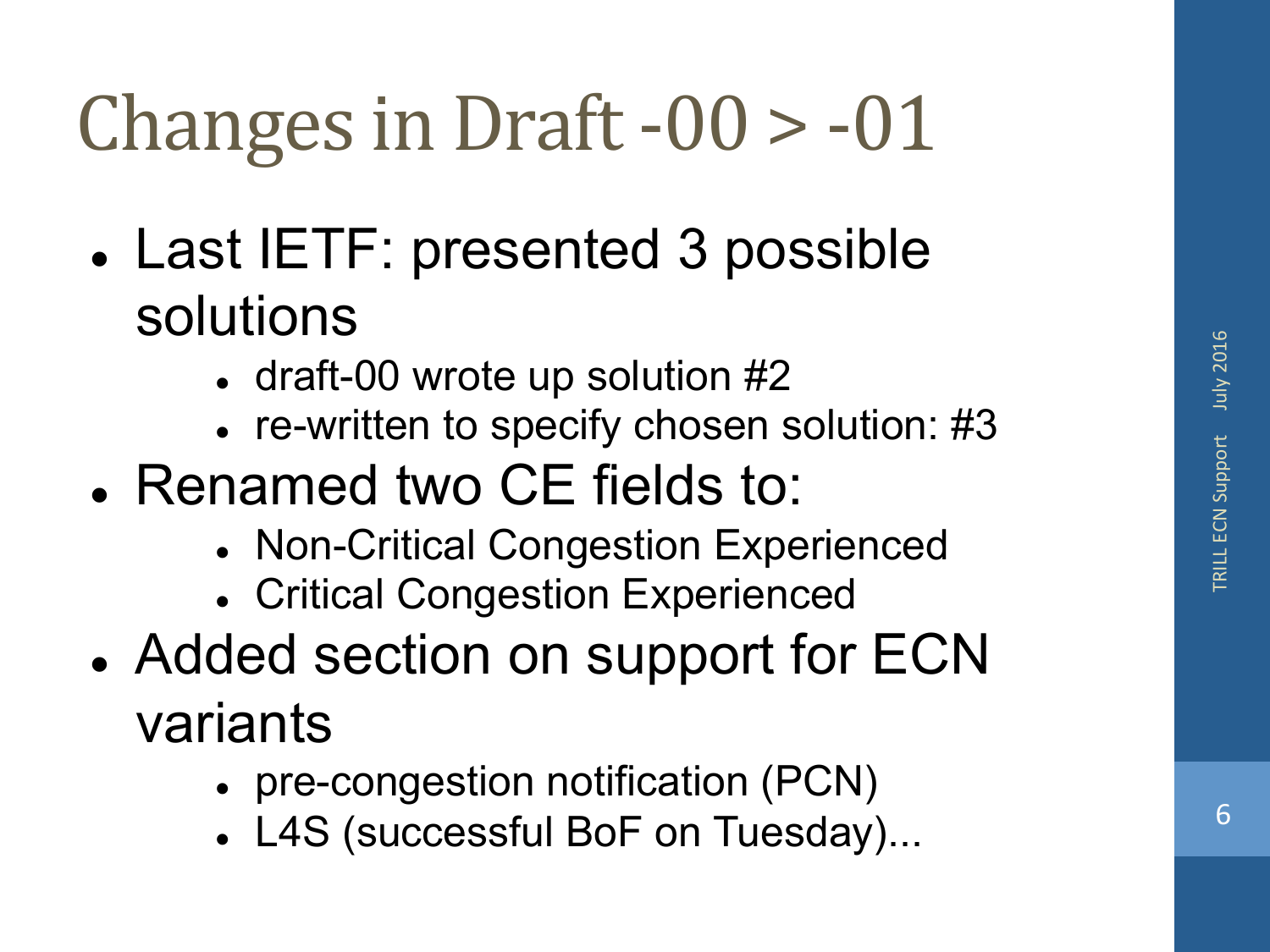# Changes in Draft -00 > -01

- Last IETF: presented 3 possible solutions
  - draft-00 wrote up solution #2
  - re-written to specify chosen solution: #3
- Renamed two CE fields to:
  - Non-Critical Congestion Experienced
  - Critical Congestion Experienced
- Added section on support for ECN variants
  - pre-congestion notification (PCN)
  - L4S (successful BoF on Tuesday)...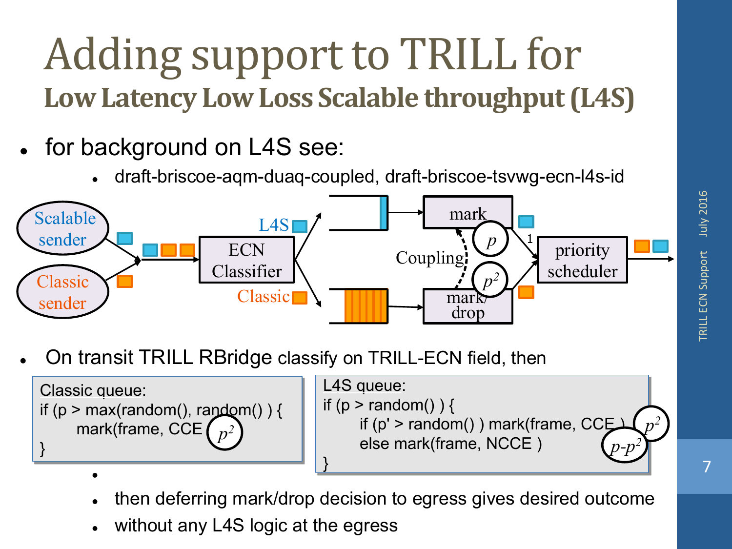# Adding support to TRILL for

## Low Latency Low Loss Scalable throughput (L4S)

- for background on L4S see:
  - draft-briscoe-aqm-duaq-coupled, draft-briscoe-tsvwg-ecn-l4s-id

Scalable sender · Classic sender · ECN Classifier · L4S · Classic · mark · mark/drop · Coupling · $p$ · $p^2$ · 1 · priority scheduler

- On transit TRILL RBridge classify on TRILL-ECN field, then

Classic queue:

```
if (p > max(random(), random() ) {
      mark(frame, CCE )        p^2
}
```

L4S queue:

```
if (p > random() ) {
      if (p' > random() ) mark(frame, CCE )     p^2
      else mark(frame, NCCE )                   p-p^2
}
```

-
  - then deferring mark/drop decision to egress gives desired outcome
  - without any L4S logic at the egress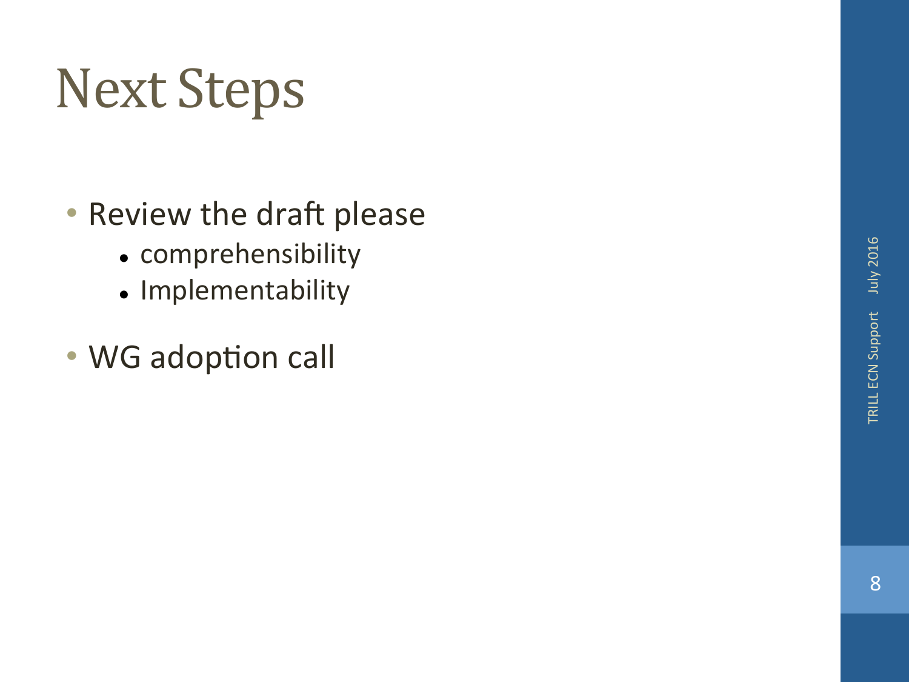# Next Steps

- Review the draft please
  - comprehensibility
  - Implementability
- WG adoption call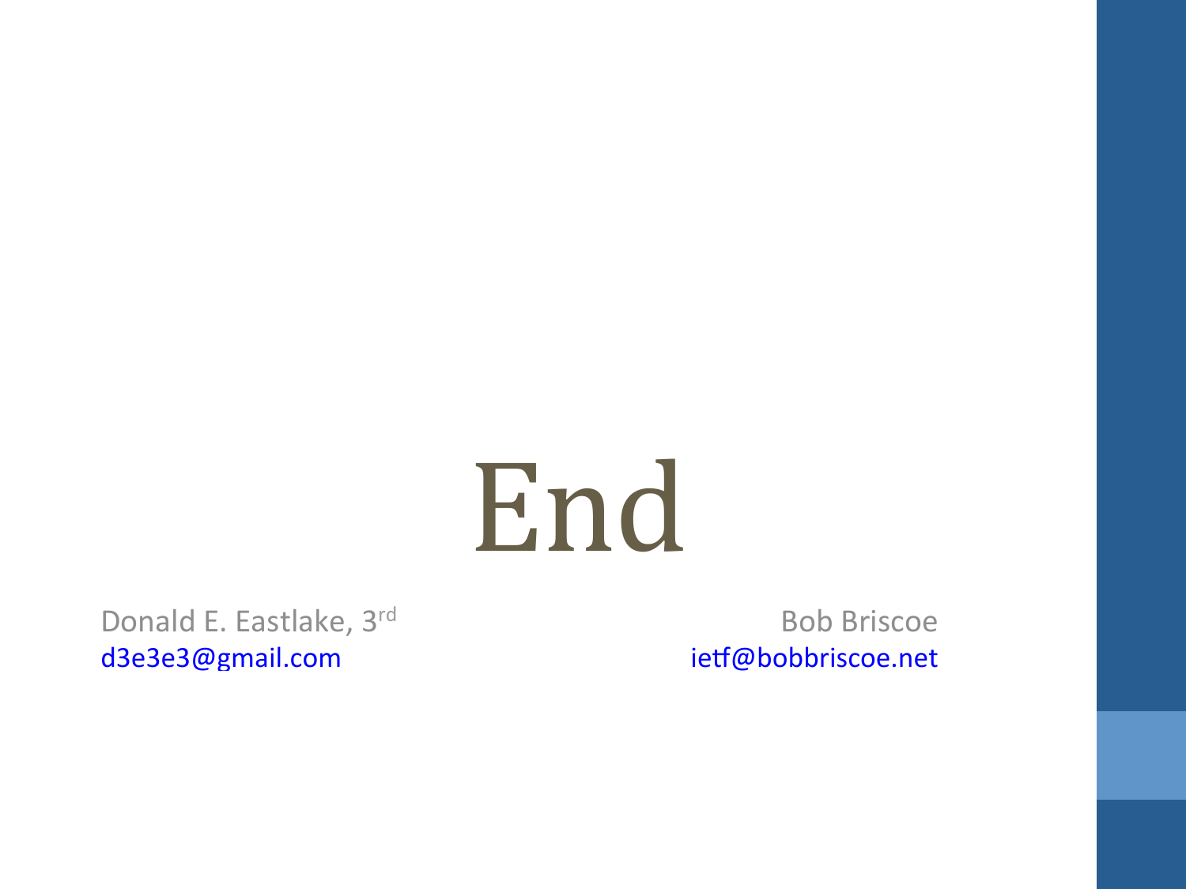# End

Donald E. Eastlake, 3rd
d3e3e3@gmail.com

Bob Briscoe
ietf@bobbriscoe.net